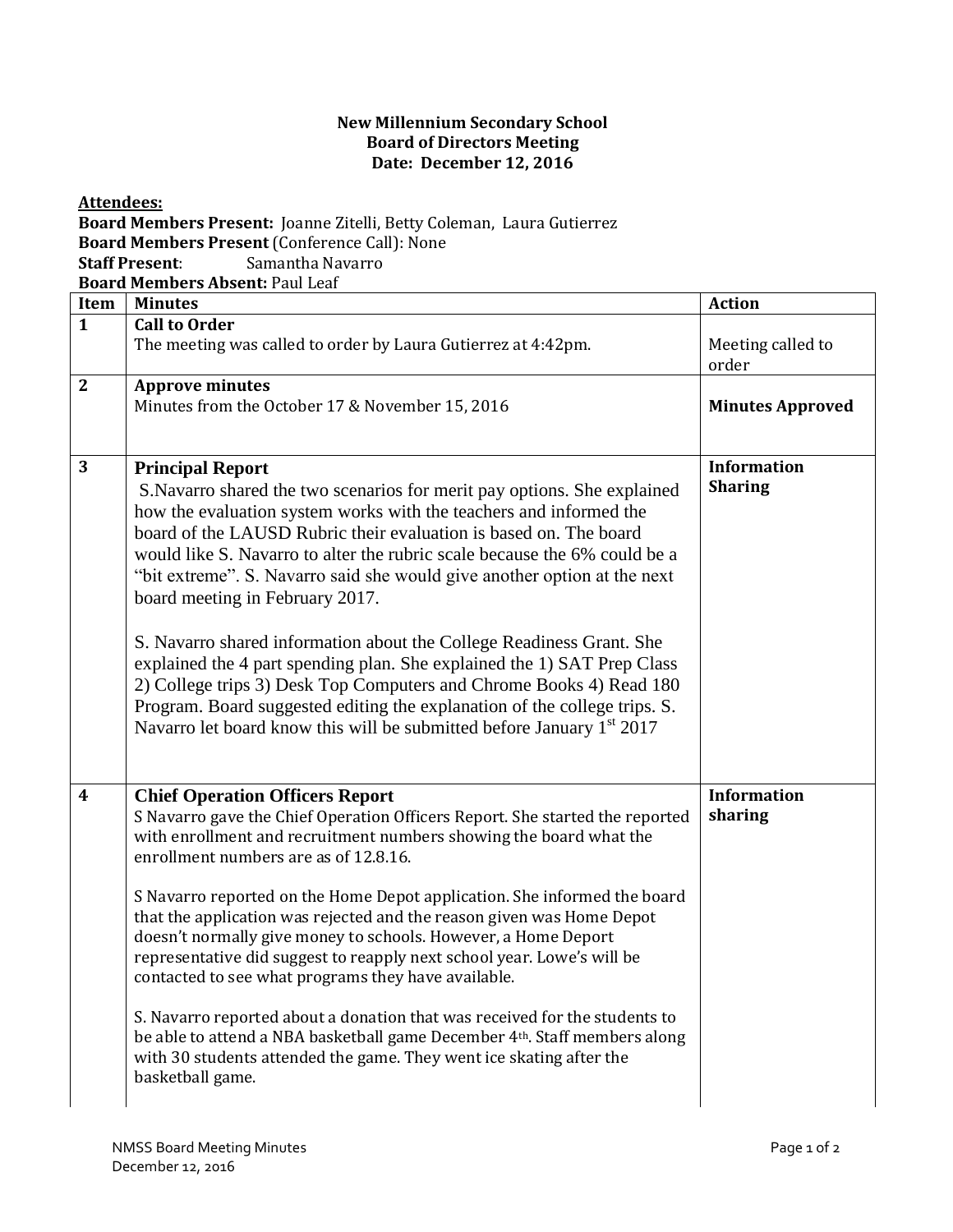**New Millennium Secondary School**
**Board of Directors Meeting**
**Date: December 12, 2016**

**Attendees:**

**Board Members Present:** Joanne Zitelli, Betty Coleman, Laura Gutierrez
**Board Members Present** (Conference Call): None
**Staff Present**: Samantha Navarro
**Board Members Absent:** Paul Leaf

| Item | Minutes | Action |
| --- | --- | --- |
| **1** | **Call to Order**<br>The meeting was called to order by Laura Gutierrez at 4:42pm. | Meeting called to order |
| **2** | **Approve minutes**<br>Minutes from the October 17 & November 15, 2016 | **Minutes Approved** |
| **3** | **Principal Report**<br>S.Navarro shared the two scenarios for merit pay options. She explained how the evaluation system works with the teachers and informed the board of the LAUSD Rubric their evaluation is based on. The board would like S. Navarro to alter the rubric scale because the 6% could be a "bit extreme". S. Navarro said she would give another option at the next board meeting in February 2017.<br><br>S. Navarro shared information about the College Readiness Grant. She explained the 4 part spending plan. She explained the 1) SAT Prep Class 2) College trips 3) Desk Top Computers and Chrome Books 4) Read 180 Program. Board suggested editing the explanation of the college trips. S. Navarro let board know this will be submitted before January 1st 2017 | **Information Sharing** |
| **4** | **Chief Operation Officers Report**<br>S Navarro gave the Chief Operation Officers Report. She started the reported with enrollment and recruitment numbers showing the board what the enrollment numbers are as of 12.8.16.<br><br>S Navarro reported on the Home Depot application. She informed the board that the application was rejected and the reason given was Home Depot doesn't normally give money to schools. However, a Home Deport representative did suggest to reapply next school year. Lowe's will be contacted to see what programs they have available.<br><br>S. Navarro reported about a donation that was received for the students to be able to attend a NBA basketball game December 4th. Staff members along with 30 students attended the game. They went ice skating after the basketball game. | **Information sharing** |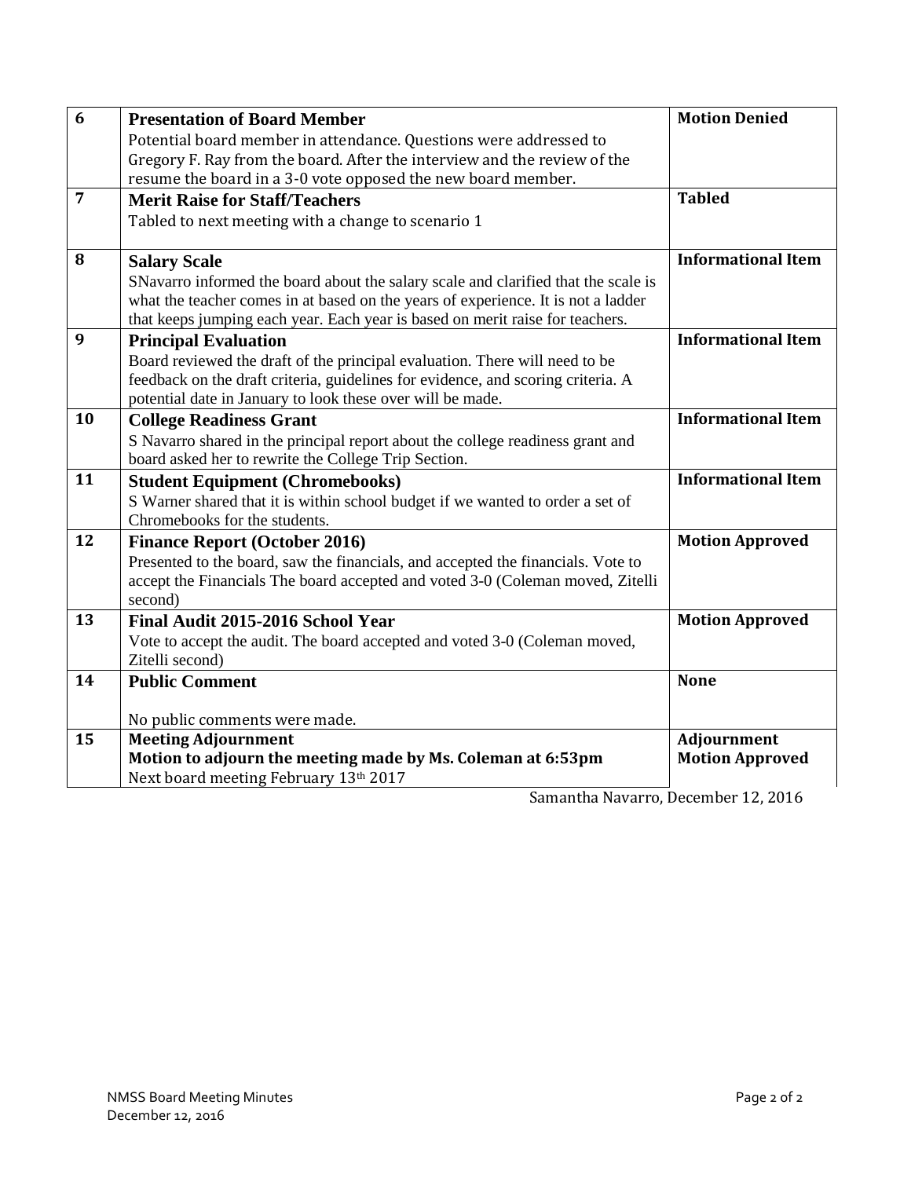| | | |
|---|---|---|
| 6 | **Presentation of Board Member**<br>Potential board member in attendance. Questions were addressed to Gregory F. Ray from the board. After the interview and the review of the resume the board in a 3-0 vote opposed the new board member. | **Motion Denied** |
| 7 | **Merit Raise for Staff/Teachers**<br>Tabled to next meeting with a change to scenario 1 | **Tabled** |
| 8 | **Salary Scale**<br>SNavarro informed the board about the salary scale and clarified that the scale is what the teacher comes in at based on the years of experience. It is not a ladder that keeps jumping each year. Each year is based on merit raise for teachers. | **Informational Item** |
| 9 | **Principal Evaluation**<br>Board reviewed the draft of the principal evaluation. There will need to be feedback on the draft criteria, guidelines for evidence, and scoring criteria. A potential date in January to look these over will be made. | **Informational Item** |
| 10 | **College Readiness Grant**<br>S Navarro shared in the principal report about the college readiness grant and board asked her to rewrite the College Trip Section. | **Informational Item** |
| 11 | **Student Equipment (Chromebooks)**<br>S Warner shared that it is within school budget if we wanted to order a set of Chromebooks for the students. | **Informational Item** |
| 12 | **Finance Report (October 2016)**<br>Presented to the board, saw the financials, and accepted the financials. Vote to accept the Financials The board accepted and voted 3-0 (Coleman moved, Zitelli second) | **Motion Approved** |
| 13 | **Final Audit 2015-2016 School Year**<br>Vote to accept the audit. The board accepted and voted 3-0 (Coleman moved, Zitelli second) | **Motion Approved** |
| 14 | **Public Comment**<br><br>No public comments were made. | **None** |
| 15 | **Meeting Adjournment**<br>**Motion to adjourn the meeting made by Ms. Coleman at 6:53pm**<br>Next board meeting February 13th 2017 | **Adjournment**<br>**Motion Approved** |

Samantha Navarro, December 12, 2016